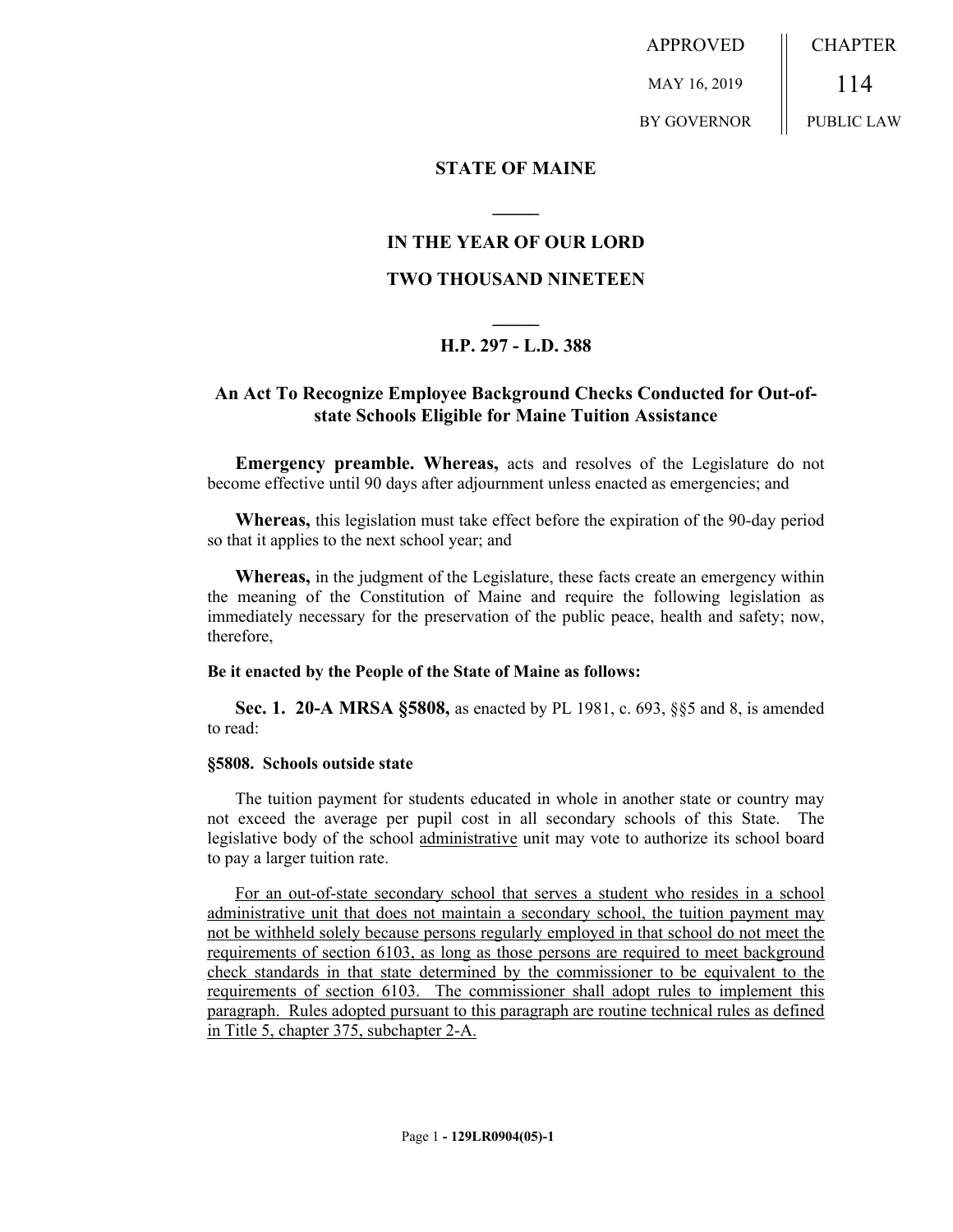APPROVED

MAY 16, 2019

BY GOVERNOR

CHAPTER

114

PUBLIC LAW

**STATE OF MAINE**

**IN THE YEAR OF OUR LORD**

**TWO THOUSAND NINETEEN**

**H.P. 297 - L.D. 388**

## An Act To Recognize Employee Background Checks Conducted for Out-of-state Schools Eligible for Maine Tuition Assistance

**Emergency preamble. Whereas,** acts and resolves of the Legislature do not become effective until 90 days after adjournment unless enacted as emergencies; and

**Whereas,** this legislation must take effect before the expiration of the 90-day period so that it applies to the next school year; and

**Whereas,** in the judgment of the Legislature, these facts create an emergency within the meaning of the Constitution of Maine and require the following legislation as immediately necessary for the preservation of the public peace, health and safety; now, therefore,

**Be it enacted by the People of the State of Maine as follows:**

**Sec. 1. 20-A MRSA §5808,** as enacted by PL 1981, c. 693, §§5 and 8, is amended to read:

**§5808. Schools outside state**

The tuition payment for students educated in whole in another state or country may not exceed the average per pupil cost in all secondary schools of this State. The legislative body of the school administrative unit may vote to authorize its school board to pay a larger tuition rate.

For an out-of-state secondary school that serves a student who resides in a school administrative unit that does not maintain a secondary school, the tuition payment may not be withheld solely because persons regularly employed in that school do not meet the requirements of section 6103, as long as those persons are required to meet background check standards in that state determined by the commissioner to be equivalent to the requirements of section 6103. The commissioner shall adopt rules to implement this paragraph. Rules adopted pursuant to this paragraph are routine technical rules as defined in Title 5, chapter 375, subchapter 2-A.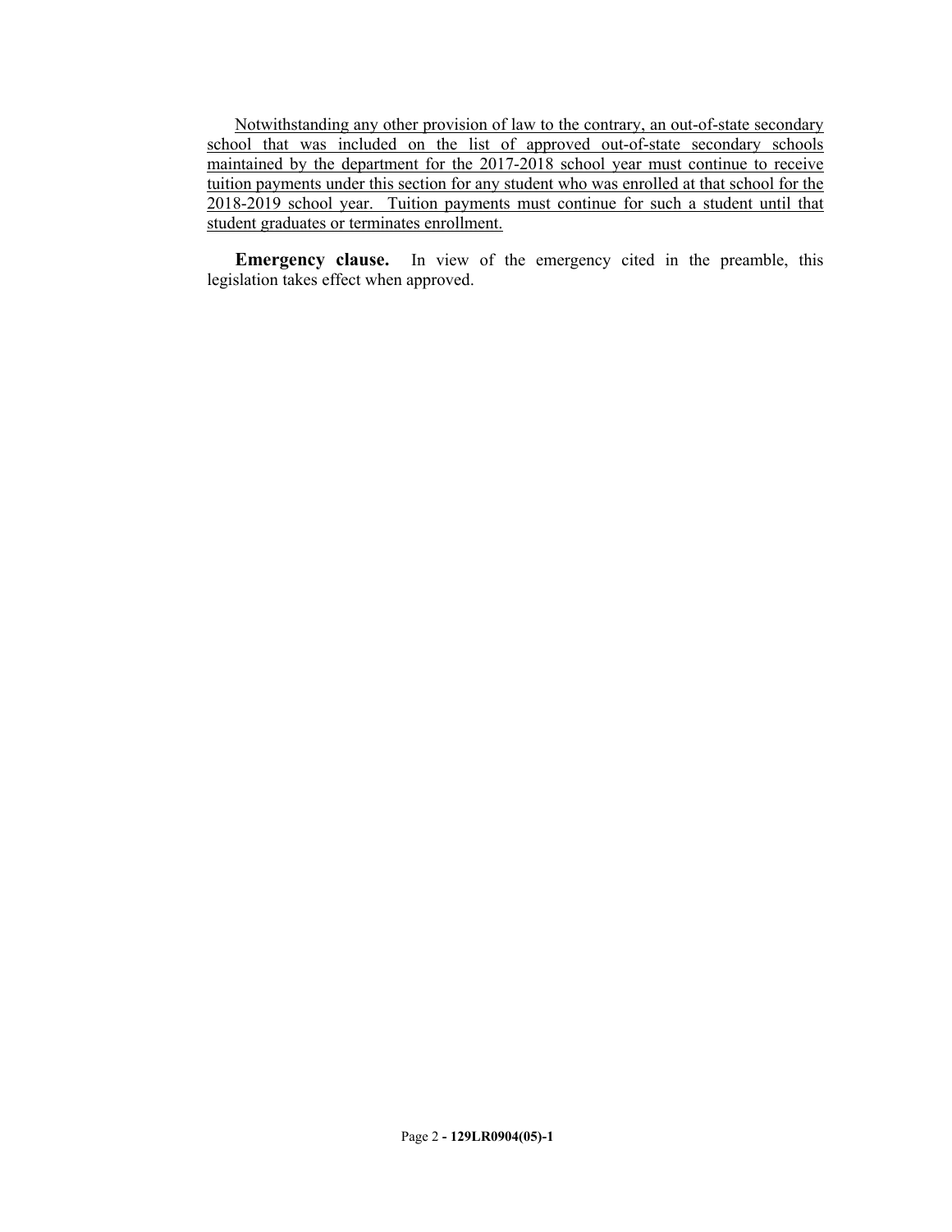Notwithstanding any other provision of law to the contrary, an out-of-state secondary school that was included on the list of approved out-of-state secondary schools maintained by the department for the 2017-2018 school year must continue to receive tuition payments under this section for any student who was enrolled at that school for the 2018-2019 school year. Tuition payments must continue for such a student until that student graduates or terminates enrollment.

**Emergency clause.** In view of the emergency cited in the preamble, this legislation takes effect when approved.